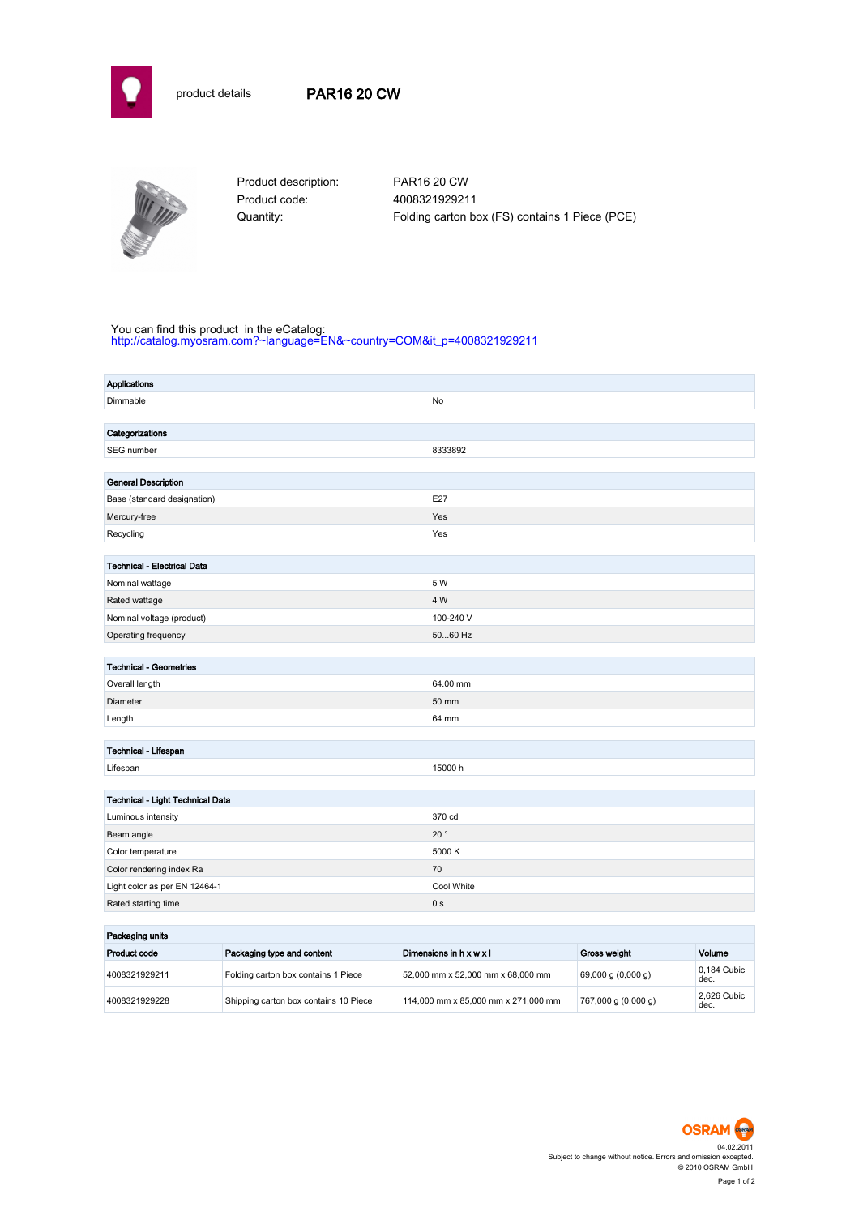product details

# PAR16 20 CW

| | |
|---|---|
| Product description: | PAR16 20 CW |
| Product code: | 4008321929211 |
| Quantity: | Folding carton box (FS) contains 1 Piece (PCE) |

You can find this product in the eCatalog:
http://catalog.myosram.com?~language=EN&~country=COM&it_p=4008321929211

| Applications | |
|---|---|
| Dimmable | No |

| Categorizations | |
|---|---|
| SEG number | 8333892 |

| General Description | |
|---|---|
| Base (standard designation) | E27 |
| Mercury-free | Yes |
| Recycling | Yes |

| Technical - Electrical Data | |
|---|---|
| Nominal wattage | 5 W |
| Rated wattage | 4 W |
| Nominal voltage (product) | 100-240 V |
| Operating frequency | 50...60 Hz |

| Technical - Geometries | |
|---|---|
| Overall length | 64.00 mm |
| Diameter | 50 mm |
| Length | 64 mm |

| Technical - Lifespan | |
|---|---|
| Lifespan | 15000 h |

| Technical - Light Technical Data | |
|---|---|
| Luminous intensity | 370 cd |
| Beam angle | 20 ° |
| Color temperature | 5000 K |
| Color rendering index Ra | 70 |
| Light color as per EN 12464-1 | Cool White |
| Rated starting time | 0 s |

**Packaging units**

| Product code | Packaging type and content | Dimensions in h x w x l | Gross weight | Volume |
|---|---|---|---|---|
| 4008321929211 | Folding carton box contains 1 Piece | 52,000 mm x 52,000 mm x 68,000 mm | 69,000 g (0,000 g) | 0,184 Cubic dec. |
| 4008321929228 | Shipping carton box contains 10 Piece | 114,000 mm x 85,000 mm x 271,000 mm | 767,000 g (0,000 g) | 2,626 Cubic dec. |

OSRAM

04.02.2011
Subject to change without notice. Errors and omission excepted.
© 2010 OSRAM GmbH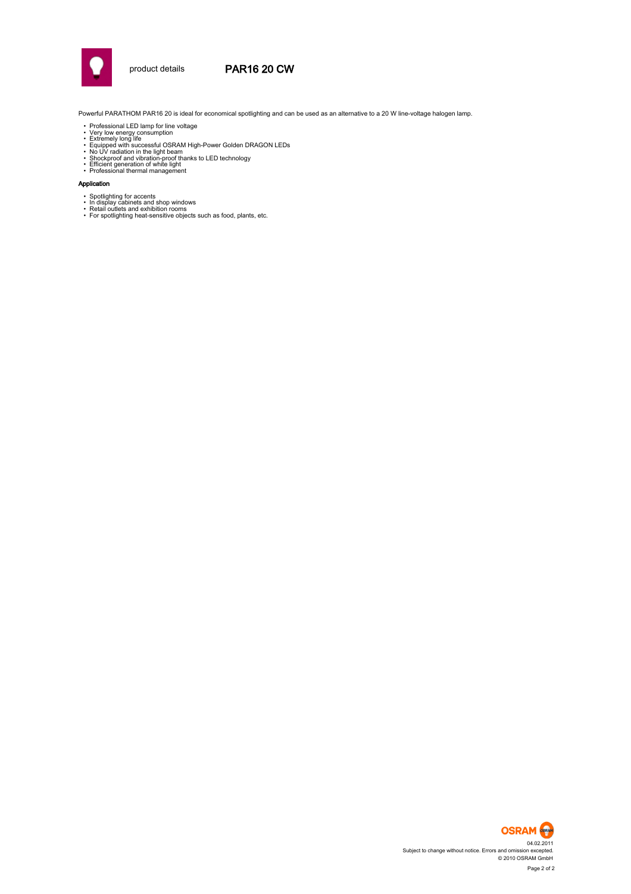product details **PAR16 20 CW**

Powerful PARATHOM PAR16 20 is ideal for economical spotlighting and can be used as an alternative to a 20 W line-voltage halogen lamp.

- Professional LED lamp for line voltage
- Very low energy consumption
- Extremely long life
- Equipped with successful OSRAM High-Power Golden DRAGON LEDs
- No UV radiation in the light beam
- Shockproof and vibration-proof thanks to LED technology
- Efficient generation of white light
- Professional thermal management

**Application**

- Spotlighting for accents
- In display cabinets and shop windows
- Retail outlets and exhibition rooms
- For spotlighting heat-sensitive objects such as food, plants, etc.

OSRAM

04.02.2011
Subject to change without notice. Errors and omission excepted.
© 2010 OSRAM GmbH